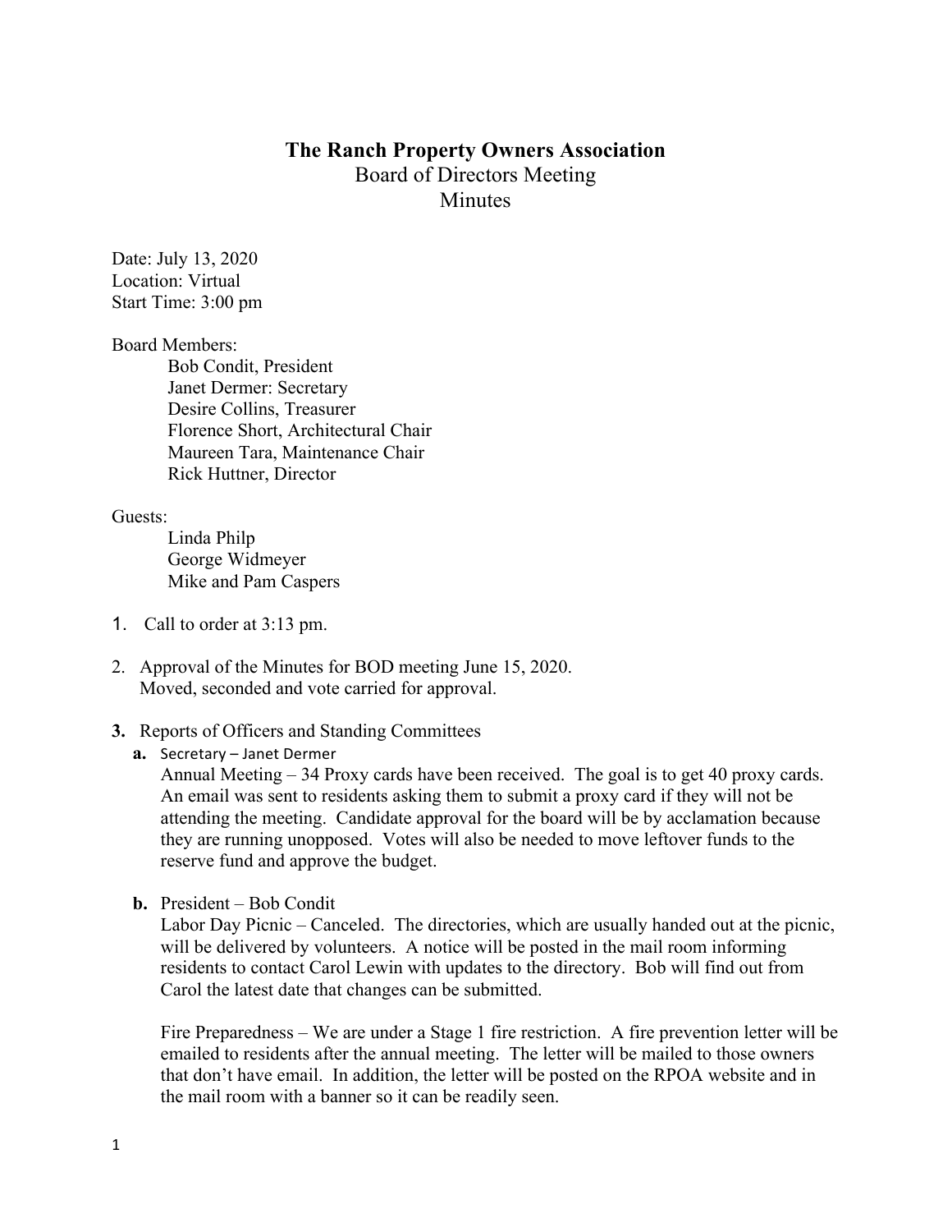# The Ranch Property Owners Association

Board of Directors Meeting

Minutes

Date: July 13, 2020
Location: Virtual
Start Time: 3:00 pm

Board Members:

- Bob Condit, President
- Janet Dermer: Secretary
- Desire Collins, Treasurer
- Florence Short, Architectural Chair
- Maureen Tara, Maintenance Chair
- Rick Huttner, Director

Guests:

- Linda Philp
- George Widmeyer
- Mike and Pam Caspers

1. Call to order at 3:13 pm.

2. Approval of the Minutes for BOD meeting June 15, 2020.
   Moved, seconded and vote carried for approval.

3. **Reports of Officers and Standing Committees**

   **a.** Secretary – Janet Dermer
   Annual Meeting – 34 Proxy cards have been received. The goal is to get 40 proxy cards. An email was sent to residents asking them to submit a proxy card if they will not be attending the meeting. Candidate approval for the board will be by acclamation because they are running unopposed. Votes will also be needed to move leftover funds to the reserve fund and approve the budget.

   **b.** President – Bob Condit
   Labor Day Picnic – Canceled. The directories, which are usually handed out at the picnic, will be delivered by volunteers. A notice will be posted in the mail room informing residents to contact Carol Lewin with updates to the directory. Bob will find out from Carol the latest date that changes can be submitted.

   Fire Preparedness – We are under a Stage 1 fire restriction. A fire prevention letter will be emailed to residents after the annual meeting. The letter will be mailed to those owners that don't have email. In addition, the letter will be posted on the RPOA website and in the mail room with a banner so it can be readily seen.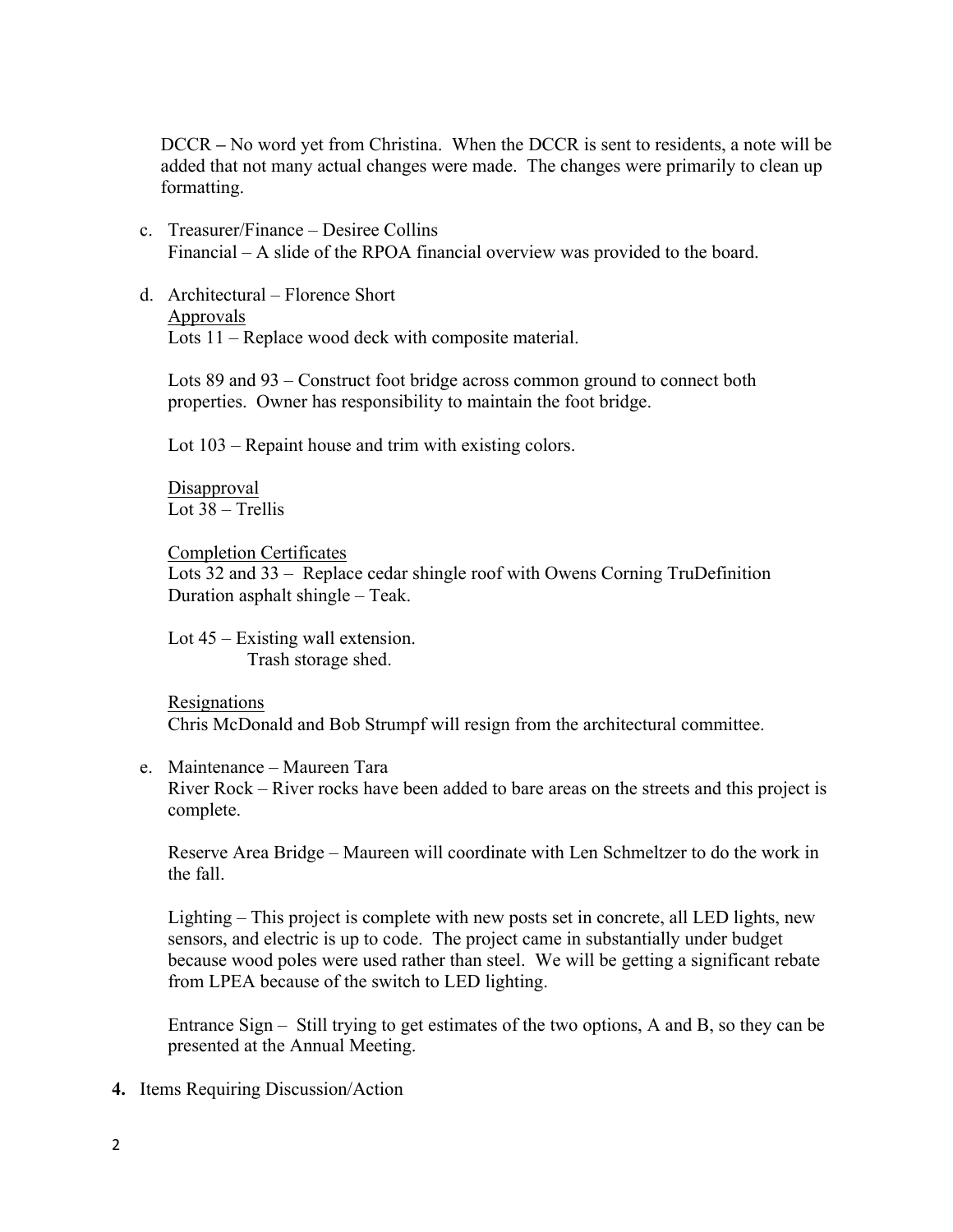DCCR – No word yet from Christina. When the DCCR is sent to residents, a note will be added that not many actual changes were made. The changes were primarily to clean up formatting.

c. Treasurer/Finance – Desiree Collins
   Financial – A slide of the RPOA financial overview was provided to the board.

d. Architectural – Florence Short
   Approvals
   Lots 11 – Replace wood deck with composite material.

   Lots 89 and 93 – Construct foot bridge across common ground to connect both properties. Owner has responsibility to maintain the foot bridge.

   Lot 103 – Repaint house and trim with existing colors.

   Disapproval
   Lot 38 – Trellis

   Completion Certificates
   Lots 32 and 33 – Replace cedar shingle roof with Owens Corning TruDefinition Duration asphalt shingle – Teak.

   Lot 45 – Existing wall extension.
   Trash storage shed.

   Resignations
   Chris McDonald and Bob Strumpf will resign from the architectural committee.

e. Maintenance – Maureen Tara
   River Rock – River rocks have been added to bare areas on the streets and this project is complete.

   Reserve Area Bridge – Maureen will coordinate with Len Schmeltzer to do the work in the fall.

   Lighting – This project is complete with new posts set in concrete, all LED lights, new sensors, and electric is up to code. The project came in substantially under budget because wood poles were used rather than steel. We will be getting a significant rebate from LPEA because of the switch to LED lighting.

   Entrance Sign – Still trying to get estimates of the two options, A and B, so they can be presented at the Annual Meeting.

**4.** Items Requiring Discussion/Action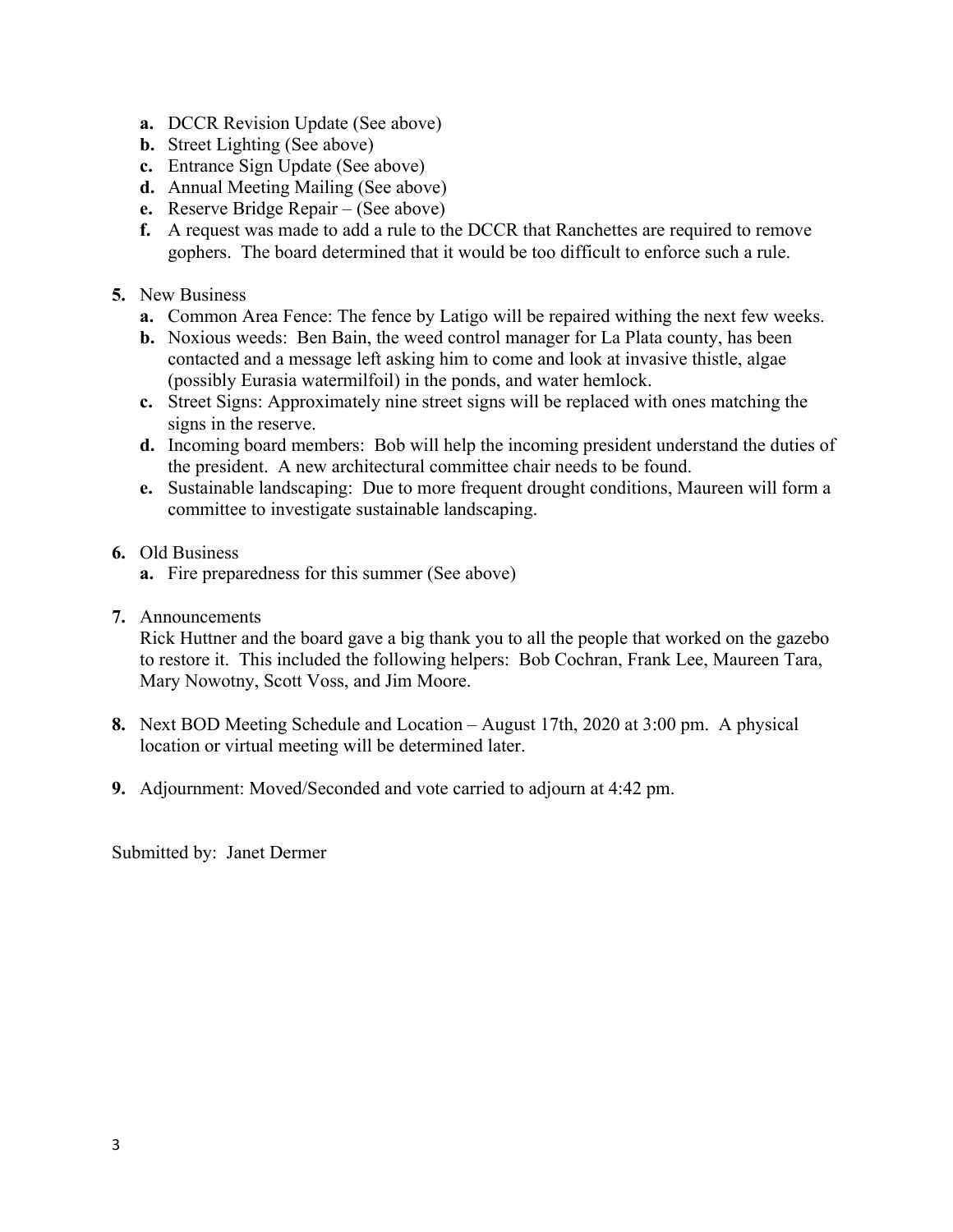- **a.** DCCR Revision Update (See above)
- **b.** Street Lighting (See above)
- **c.** Entrance Sign Update (See above)
- **d.** Annual Meeting Mailing (See above)
- **e.** Reserve Bridge Repair – (See above)
- **f.** A request was made to add a rule to the DCCR that Ranchettes are required to remove gophers. The board determined that it would be too difficult to enforce such a rule.

**5.** New Business

- **a.** Common Area Fence: The fence by Latigo will be repaired withing the next few weeks.
- **b.** Noxious weeds: Ben Bain, the weed control manager for La Plata county, has been contacted and a message left asking him to come and look at invasive thistle, algae (possibly Eurasia watermilfoil) in the ponds, and water hemlock.
- **c.** Street Signs: Approximately nine street signs will be replaced with ones matching the signs in the reserve.
- **d.** Incoming board members: Bob will help the incoming president understand the duties of the president. A new architectural committee chair needs to be found.
- **e.** Sustainable landscaping: Due to more frequent drought conditions, Maureen will form a committee to investigate sustainable landscaping.

**6.** Old Business

- **a.** Fire preparedness for this summer (See above)

**7.** Announcements

Rick Huttner and the board gave a big thank you to all the people that worked on the gazebo to restore it. This included the following helpers: Bob Cochran, Frank Lee, Maureen Tara, Mary Nowotny, Scott Voss, and Jim Moore.

**8.** Next BOD Meeting Schedule and Location – August 17th, 2020 at 3:00 pm. A physical location or virtual meeting will be determined later.

**9.** Adjournment: Moved/Seconded and vote carried to adjourn at 4:42 pm.

Submitted by: Janet Dermer